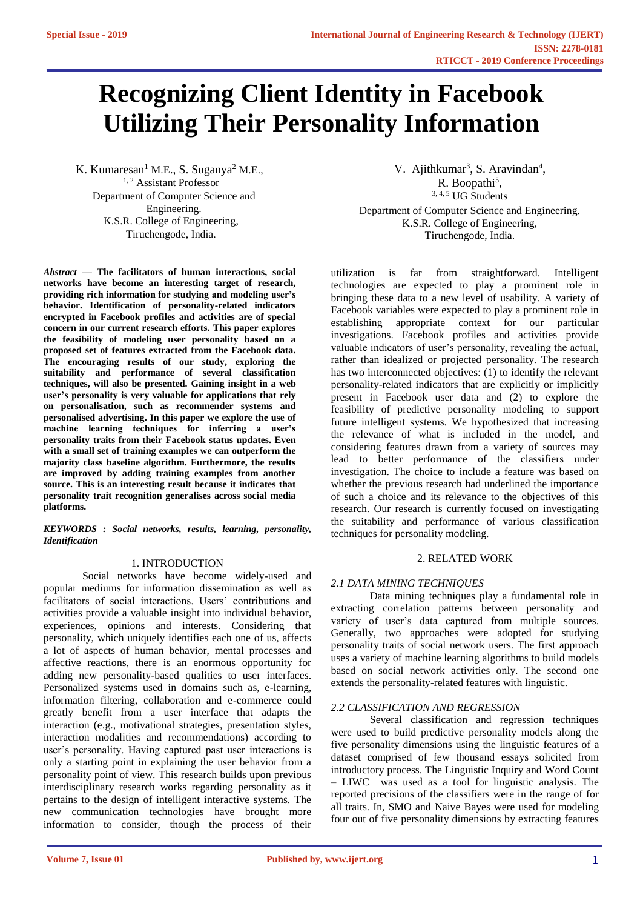# Recognizing Client Identity in Facebook Utilizing Their Personality Information

K. Kumaresan[1] M.E., S. Suganya[2] M.E.,
[1, 2] Assistant Professor
Department of Computer Science and Engineering.
K.S.R. College of Engineering,
Tiruchengode, India.

V. Ajithkumar[3], S. Aravindan[4],
R. Boopathi[5],
[3, 4, 5] UG Students
Department of Computer Science and Engineering.
K.S.R. College of Engineering,
Tiruchengode, India.

***Abstract* — The facilitators of human interactions, social networks have become an interesting target of research, providing rich information for studying and modeling user's behavior. Identification of personality-related indicators encrypted in Facebook profiles and activities are of special concern in our current research efforts. This paper explores the feasibility of modeling user personality based on a proposed set of features extracted from the Facebook data. The encouraging results of our study, exploring the suitability and performance of several classification techniques, will also be presented. Gaining insight in a web user's personality is very valuable for applications that rely on personalisation, such as recommender systems and personalised advertising. In this paper we explore the use of machine learning techniques for inferring a user's personality traits from their Facebook status updates. Even with a small set of training examples we can outperform the majority class baseline algorithm. Furthermore, the results are improved by adding training examples from another source. This is an interesting result because it indicates that personality trait recognition generalises across social media platforms.**

***KEYWORDS : Social networks, results, learning, personality, Identification***

## 1. INTRODUCTION

Social networks have become widely-used and popular mediums for information dissemination as well as facilitators of social interactions. Users' contributions and activities provide a valuable insight into individual behavior, experiences, opinions and interests. Considering that personality, which uniquely identifies each one of us, affects a lot of aspects of human behavior, mental processes and affective reactions, there is an enormous opportunity for adding new personality-based qualities to user interfaces. Personalized systems used in domains such as, e-learning, information filtering, collaboration and e-commerce could greatly benefit from a user interface that adapts the interaction (e.g., motivational strategies, presentation styles, interaction modalities and recommendations) according to user's personality. Having captured past user interactions is only a starting point in explaining the user behavior from a personality point of view. This research builds upon previous interdisciplinary research works regarding personality as it pertains to the design of intelligent interactive systems. The new communication technologies have brought more information to consider, though the process of their utilization is far from straightforward. Intelligent technologies are expected to play a prominent role in bringing these data to a new level of usability. A variety of Facebook variables were expected to play a prominent role in establishing appropriate context for our particular investigations. Facebook profiles and activities provide valuable indicators of user's personality, revealing the actual, rather than idealized or projected personality. The research has two interconnected objectives: (1) to identify the relevant personality-related indicators that are explicitly or implicitly present in Facebook user data and (2) to explore the feasibility of predictive personality modeling to support future intelligent systems. We hypothesized that increasing the relevance of what is included in the model, and considering features drawn from a variety of sources may lead to better performance of the classifiers under investigation. The choice to include a feature was based on whether the previous research had underlined the importance of such a choice and its relevance to the objectives of this research. Our research is currently focused on investigating the suitability and performance of various classification techniques for personality modeling.

## 2. RELATED WORK

### *2.1 DATA MINING TECHNIQUES*

Data mining techniques play a fundamental role in extracting correlation patterns between personality and variety of user's data captured from multiple sources. Generally, two approaches were adopted for studying personality traits of social network users. The first approach uses a variety of machine learning algorithms to build models based on social network activities only. The second one extends the personality-related features with linguistic.

### *2.2 CLASSIFICATION AND REGRESSION*

Several classification and regression techniques were used to build predictive personality models along the five personality dimensions using the linguistic features of a dataset comprised of few thousand essays solicited from introductory process. The Linguistic Inquiry and Word Count – LIWC was used as a tool for linguistic analysis. The reported precisions of the classifiers were in the range of for all traits. In, SMO and Naive Bayes were used for modeling four out of five personality dimensions by extracting features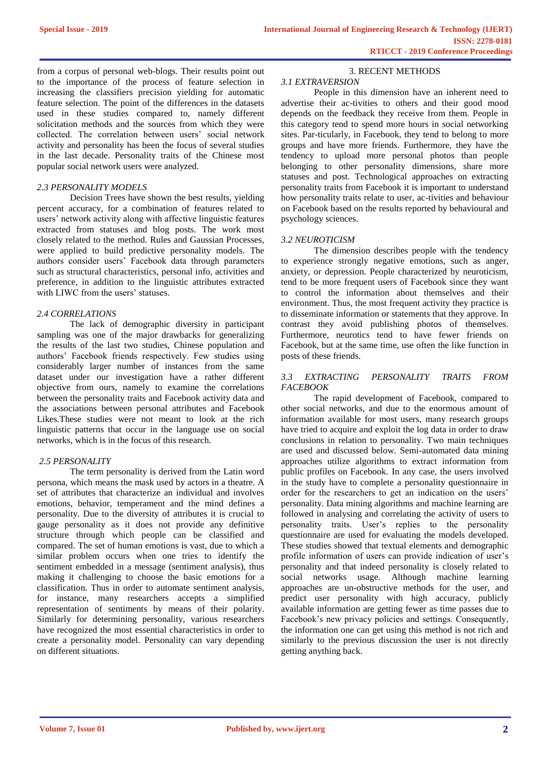from a corpus of personal web-blogs. Their results point out to the importance of the process of feature selection in increasing the classifiers precision yielding for automatic feature selection. The point of the differences in the datasets used in these studies compared to, namely different solicitation methods and the sources from which they were collected. The correlation between users' social network activity and personality has been the focus of several studies in the last decade. Personality traits of the Chinese most popular social network users were analyzed.

### *2.3 PERSONALITY MODELS*

Decision Trees have shown the best results, yielding percent accuracy, for a combination of features related to users' network activity along with affective linguistic features extracted from statuses and blog posts. The work most closely related to the method. Rules and Gaussian Processes, were applied to build predictive personality models. The authors consider users' Facebook data through parameters such as structural characteristics, personal info, activities and preference, in addition to the linguistic attributes extracted with LIWC from the users' statuses.

### *2.4 CORRELATIONS*

The lack of demographic diversity in participant sampling was one of the major drawbacks for generalizing the results of the last two studies, Chinese population and authors' Facebook friends respectively. Few studies using considerably larger number of instances from the same dataset under our investigation have a rather different objective from ours, namely to examine the correlations between the personality traits and Facebook activity data and the associations between personal attributes and Facebook Likes.These studies were not meant to look at the rich linguistic patterns that occur in the language use on social networks, which is in the focus of this research.

### *2.5 PERSONALITY*

The term personality is derived from the Latin word persona, which means the mask used by actors in a theatre. A set of attributes that characterize an individual and involves emotions, behavior, temperament and the mind defines a personality. Due to the diversity of attributes it is crucial to gauge personality as it does not provide any definitive structure through which people can be classified and compared. The set of human emotions is vast, due to which a similar problem occurs when one tries to identify the sentiment embedded in a message (sentiment analysis), thus making it challenging to choose the basic emotions for a classification. Thus in order to automate sentiment analysis, for instance, many researchers accepts a simplified representation of sentiments by means of their polarity. Similarly for determining personality, various researchers have recognized the most essential characteristics in order to create a personality model. Personality can vary depending on different situations.

## 3. RECENT METHODS

### *3.1 EXTRAVERSION*

People in this dimension have an inherent need to advertise their ac-tivities to others and their good mood depends on the feedback they receive from them. People in this category tend to spend more hours in social networking sites. Par-ticularly, in Facebook, they tend to belong to more groups and have more friends. Furthermore, they have the tendency to upload more personal photos than people belonging to other personality dimensions, share more statuses and post. Technological approaches on extracting personality traits from Facebook it is important to understand how personality traits relate to user, ac-tivities and behaviour on Facebook based on the results reported by behavioural and psychology sciences.

### *3.2 NEUROTICISM*

The dimension describes people with the tendency to experience strongly negative emotions, such as anger, anxiety, or depression. People characterized by neuroticism, tend to be more frequent users of Facebook since they want to control the information about themselves and their environment. Thus, the most frequent activity they practice is to disseminate information or statements that they approve. In contrast they avoid publishing photos of themselves. Furthermore, neurotics tend to have fewer friends on Facebook, but at the same time, use often the like function in posts of these friends.

### *3.3 EXTRACTING PERSONALITY TRAITS FROM FACEBOOK*

The rapid development of Facebook, compared to other social networks, and due to the enormous amount of information available for most users, many research groups have tried to acquire and exploit the log data in order to draw conclusions in relation to personality. Two main techniques are used and discussed below. Semi-automated data mining approaches utilize algorithms to extract information from public profiles on Facebook. In any case, the users involved in the study have to complete a personality questionnaire in order for the researchers to get an indication on the users' personality. Data mining algorithms and machine learning are followed in analysing and correlating the activity of users to personality traits. User's replies to the personality questionnaire are used for evaluating the models developed. These studies showed that textual elements and demographic profile information of users can provide indication of user's personality and that indeed personality is closely related to social networks usage. Although machine learning approaches are un-obstructive methods for the user, and predict user personality with high accuracy, publicly available information are getting fewer as time passes due to Facebook's new privacy policies and settings. Consequently, the information one can get using this method is not rich and similarly to the previous discussion the user is not directly getting anything back.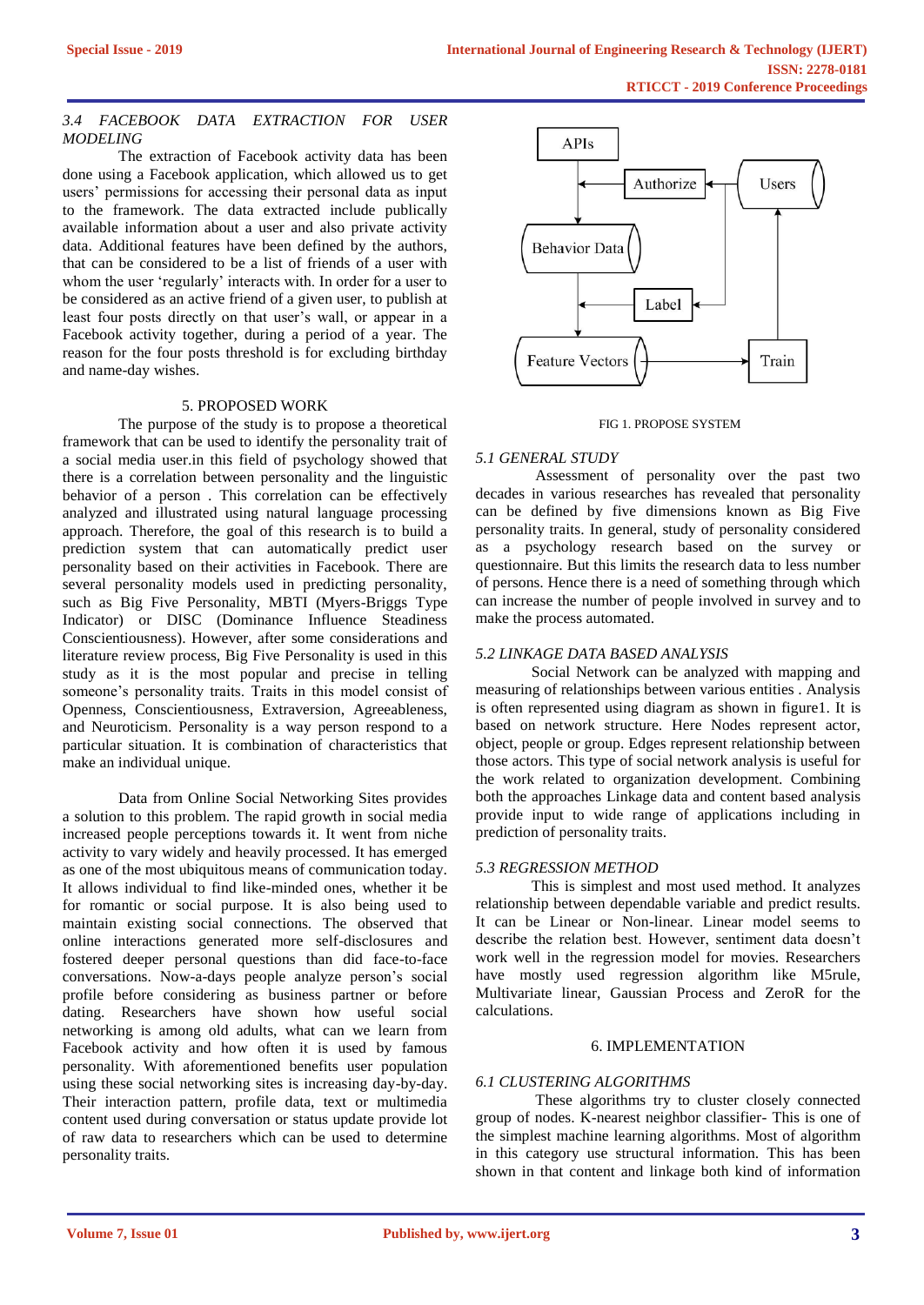### 3.4 *FACEBOOK DATA EXTRACTION FOR USER MODELING*

The extraction of Facebook activity data has been done using a Facebook application, which allowed us to get users' permissions for accessing their personal data as input to the framework. The data extracted include publically available information about a user and also private activity data. Additional features have been defined by the authors, that can be considered to be a list of friends of a user with whom the user 'regularly' interacts with. In order for a user to be considered as an active friend of a given user, to publish at least four posts directly on that user's wall, or appear in a Facebook activity together, during a period of a year. The reason for the four posts threshold is for excluding birthday and name-day wishes.

## 5. PROPOSED WORK

The purpose of the study is to propose a theoretical framework that can be used to identify the personality trait of a social media user.in this field of psychology showed that there is a correlation between personality and the linguistic behavior of a person . This correlation can be effectively analyzed and illustrated using natural language processing approach. Therefore, the goal of this research is to build a prediction system that can automatically predict user personality based on their activities in Facebook. There are several personality models used in predicting personality, such as Big Five Personality, MBTI (Myers-Briggs Type Indicator) or DISC (Dominance Influence Steadiness Conscientiousness). However, after some considerations and literature review process, Big Five Personality is used in this study as it is the most popular and precise in telling someone's personality traits. Traits in this model consist of Openness, Conscientiousness, Extraversion, Agreeableness, and Neuroticism. Personality is a way person respond to a particular situation. It is combination of characteristics that make an individual unique.

Data from Online Social Networking Sites provides a solution to this problem. The rapid growth in social media increased people perceptions towards it. It went from niche activity to vary widely and heavily processed. It has emerged as one of the most ubiquitous means of communication today. It allows individual to find like-minded ones, whether it be for romantic or social purpose. It is also being used to maintain existing social connections. The observed that online interactions generated more self-disclosures and fostered deeper personal questions than did face-to-face conversations. Now-a-days people analyze person's social profile before considering as business partner or before dating. Researchers have shown how useful social networking is among old adults, what can we learn from Facebook activity and how often it is used by famous personality. With aforementioned benefits user population using these social networking sites is increasing day-by-day. Their interaction pattern, profile data, text or multimedia content used during conversation or status update provide lot of raw data to researchers which can be used to determine personality traits.

FIG 1. PROPOSE SYSTEM

### 5.1 *GENERAL STUDY*

Assessment of personality over the past two decades in various researches has revealed that personality can be defined by five dimensions known as Big Five personality traits. In general, study of personality considered as a psychology research based on the survey or questionnaire. But this limits the research data to less number of persons. Hence there is a need of something through which can increase the number of people involved in survey and to make the process automated.

### 5.2 *LINKAGE DATA BASED ANALYSIS*

Social Network can be analyzed with mapping and measuring of relationships between various entities . Analysis is often represented using diagram as shown in figure1. It is based on network structure. Here Nodes represent actor, object, people or group. Edges represent relationship between those actors. This type of social network analysis is useful for the work related to organization development. Combining both the approaches Linkage data and content based analysis provide input to wide range of applications including in prediction of personality traits.

### 5.3 *REGRESSION METHOD*

This is simplest and most used method. It analyzes relationship between dependable variable and predict results. It can be Linear or Non-linear. Linear model seems to describe the relation best. However, sentiment data doesn't work well in the regression model for movies. Researchers have mostly used regression algorithm like M5rule, Multivariate linear, Gaussian Process and ZeroR for the calculations.

## 6. IMPLEMENTATION

### 6.1 *CLUSTERING ALGORITHMS*

These algorithms try to cluster closely connected group of nodes. K-nearest neighbor classifier- This is one of the simplest machine learning algorithms. Most of algorithm in this category use structural information. This has been shown in that content and linkage both kind of information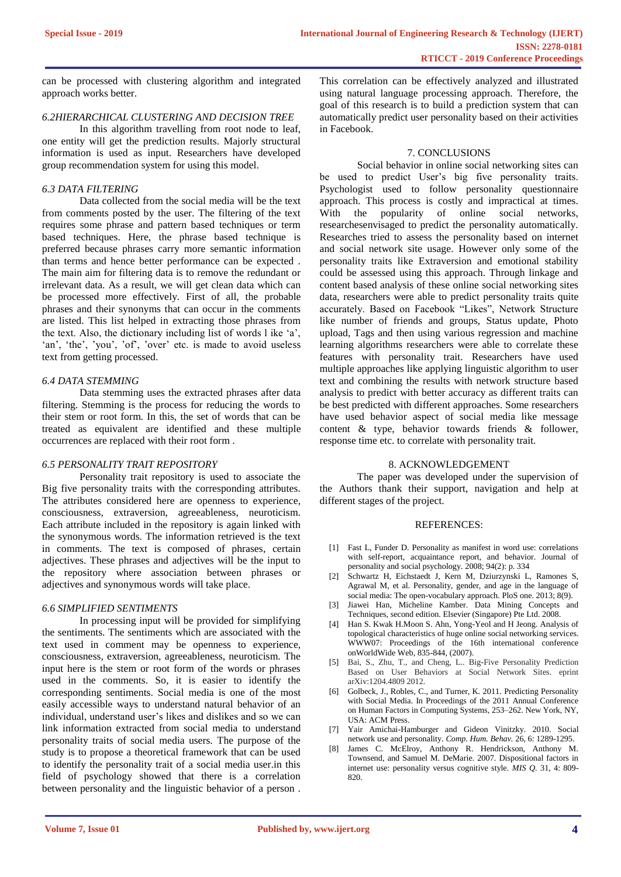can be processed with clustering algorithm and integrated approach works better.

### *6.2HIERARCHICAL CLUSTERING AND DECISION TREE*

In this algorithm travelling from root node to leaf, one entity will get the prediction results. Majorly structural information is used as input. Researchers have developed group recommendation system for using this model.

### *6.3 DATA FILTERING*

Data collected from the social media will be the text from comments posted by the user. The filtering of the text requires some phrase and pattern based techniques or term based techniques. Here, the phrase based technique is preferred because phrases carry more semantic information than terms and hence better performance can be expected . The main aim for filtering data is to remove the redundant or irrelevant data. As a result, we will get clean data which can be processed more effectively. First of all, the probable phrases and their synonyms that can occur in the comments are listed. This list helped in extracting those phrases from the text. Also, the dictionary including list of words l ike 'a', 'an', 'the', 'you', 'of', 'over' etc. is made to avoid useless text from getting processed.

### *6.4 DATA STEMMING*

Data stemming uses the extracted phrases after data filtering. Stemming is the process for reducing the words to their stem or root form. In this, the set of words that can be treated as equivalent are identified and these multiple occurrences are replaced with their root form .

### *6.5 PERSONALITY TRAIT REPOSITORY*

Personality trait repository is used to associate the Big five personality traits with the corresponding attributes. The attributes considered here are openness to experience, consciousness, extraversion, agreeableness, neuroticism. Each attribute included in the repository is again linked with the synonymous words. The information retrieved is the text in comments. The text is composed of phrases, certain adjectives. These phrases and adjectives will be the input to the repository where association between phrases or adjectives and synonymous words will take place.

### *6.6 SIMPLIFIED SENTIMENTS*

In processing input will be provided for simplifying the sentiments. The sentiments which are associated with the text used in comment may be openness to experience, consciousness, extraversion, agreeableness, neuroticism. The input here is the stem or root form of the words or phrases used in the comments. So, it is easier to identify the corresponding sentiments. Social media is one of the most easily accessible ways to understand natural behavior of an individual, understand user's likes and dislikes and so we can link information extracted from social media to understand personality traits of social media users. The purpose of the study is to propose a theoretical framework that can be used to identify the personality trait of a social media user.in this field of psychology showed that there is a correlation between personality and the linguistic behavior of a person . This correlation can be effectively analyzed and illustrated using natural language processing approach. Therefore, the goal of this research is to build a prediction system that can automatically predict user personality based on their activities in Facebook.

## 7. CONCLUSIONS

Social behavior in online social networking sites can be used to predict User's big five personality traits. Psychologist used to follow personality questionnaire approach. This process is costly and impractical at times. With the popularity of online social networks, researchesenvisaged to predict the personality automatically. Researches tried to assess the personality based on internet and social network site usage. However only some of the personality traits like Extraversion and emotional stability could be assessed using this approach. Through linkage and content based analysis of these online social networking sites data, researchers were able to predict personality traits quite accurately. Based on Facebook "Likes", Network Structure like number of friends and groups, Status update, Photo upload, Tags and then using various regression and machine learning algorithms researchers were able to correlate these features with personality trait. Researchers have used multiple approaches like applying linguistic algorithm to user text and combining the results with network structure based analysis to predict with better accuracy as different traits can be best predicted with different approaches. Some researchers have used behavior aspect of social media like message content & type, behavior towards friends & follower, response time etc. to correlate with personality trait.

## 8. ACKNOWLEDGEMENT

The paper was developed under the supervision of the Authors thank their support, navigation and help at different stages of the project.

## REFERENCES:

[1] Fast L, Funder D. Personality as manifest in word use: correlations with self-report, acquaintance report, and behavior. Journal of personality and social psychology. 2008; 94(2): p. 334

[2] Schwartz H, Eichstaedt J, Kern M, Dziurzynski L, Ramones S, Agrawal M, et al. Personality, gender, and age in the language of social media: The open-vocabulary approach. PloS one. 2013; 8(9).

[3] Jiawei Han, Micheline Kamber. Data Mining Concepts and Techniques, second edition. Elsevier (Singapore) Pte Ltd. 2008.

[4] Han S. Kwak H.Moon S. Ahn, Yong-Yeol and H Jeong. Analysis of topological characteristics of huge online social networking services. WWW07: Proceedings of the 16th international conference onWorldWide Web, 835-844, (2007).

[5] Bai, S., Zhu, T., and Cheng, L.. Big-Five Personality Prediction Based on User Behaviors at Social Network Sites. eprint arXiv:1204.4809 2012.

[6] Golbeck, J., Robles, C., and Turner, K. 2011. Predicting Personality with Social Media. In Proceedings of the 2011 Annual Conference on Human Factors in Computing Systems, 253–262. New York, NY, USA: ACM Press.

[7] Yair Amichai-Hamburger and Gideon Vinitzky. 2010. Social network use and personality. *Comp. Hum. Behav.* 26, 6: 1289-1295.

[8] James C. McElroy, Anthony R. Hendrickson, Anthony M. Townsend, and Samuel M. DeMarie. 2007. Dispositional factors in internet use: personality versus cognitive style. *MIS Q.* 31, 4: 809-820.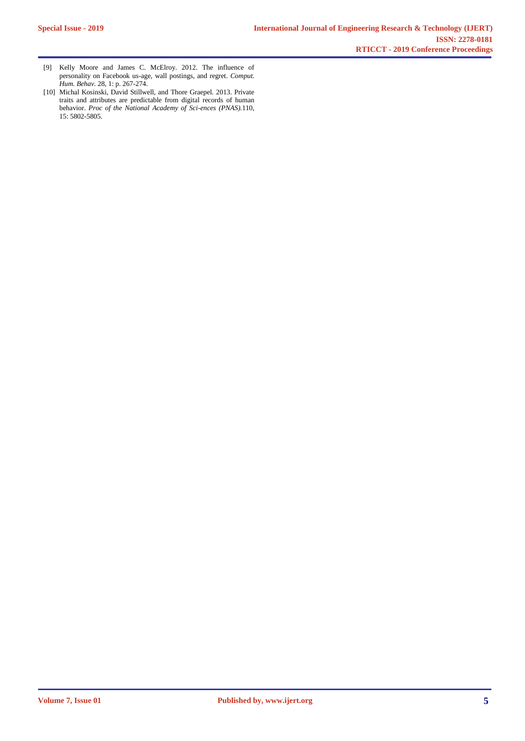[9] Kelly Moore and James C. McElroy. 2012. The influence of personality on Facebook us-age, wall postings, and regret. *Comput. Hum. Behav.* 28, 1: p. 267-274.

[10] Michal Kosinski, David Stillwell, and Thore Graepel. 2013. Private traits and attributes are predictable from digital records of human behavior. *Proc of the National Academy of Sci-ences (PNAS).*110, 15: 5802-5805.